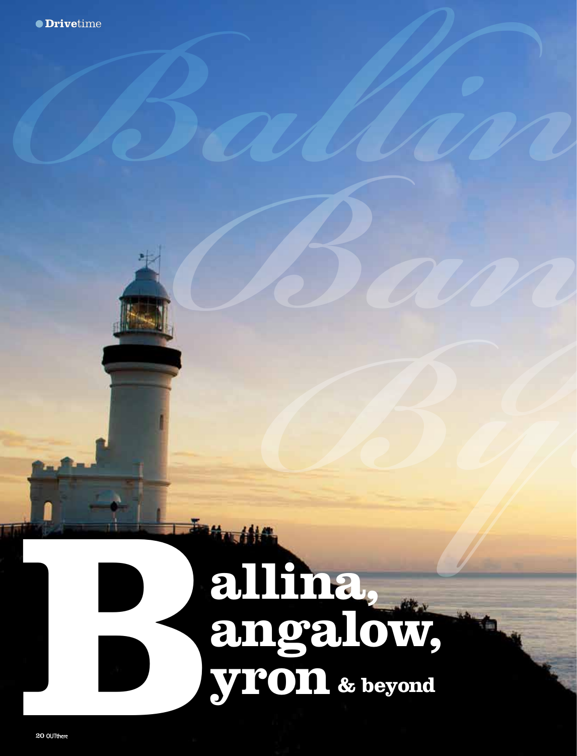# Ballina, Bangalow, Byron & beyond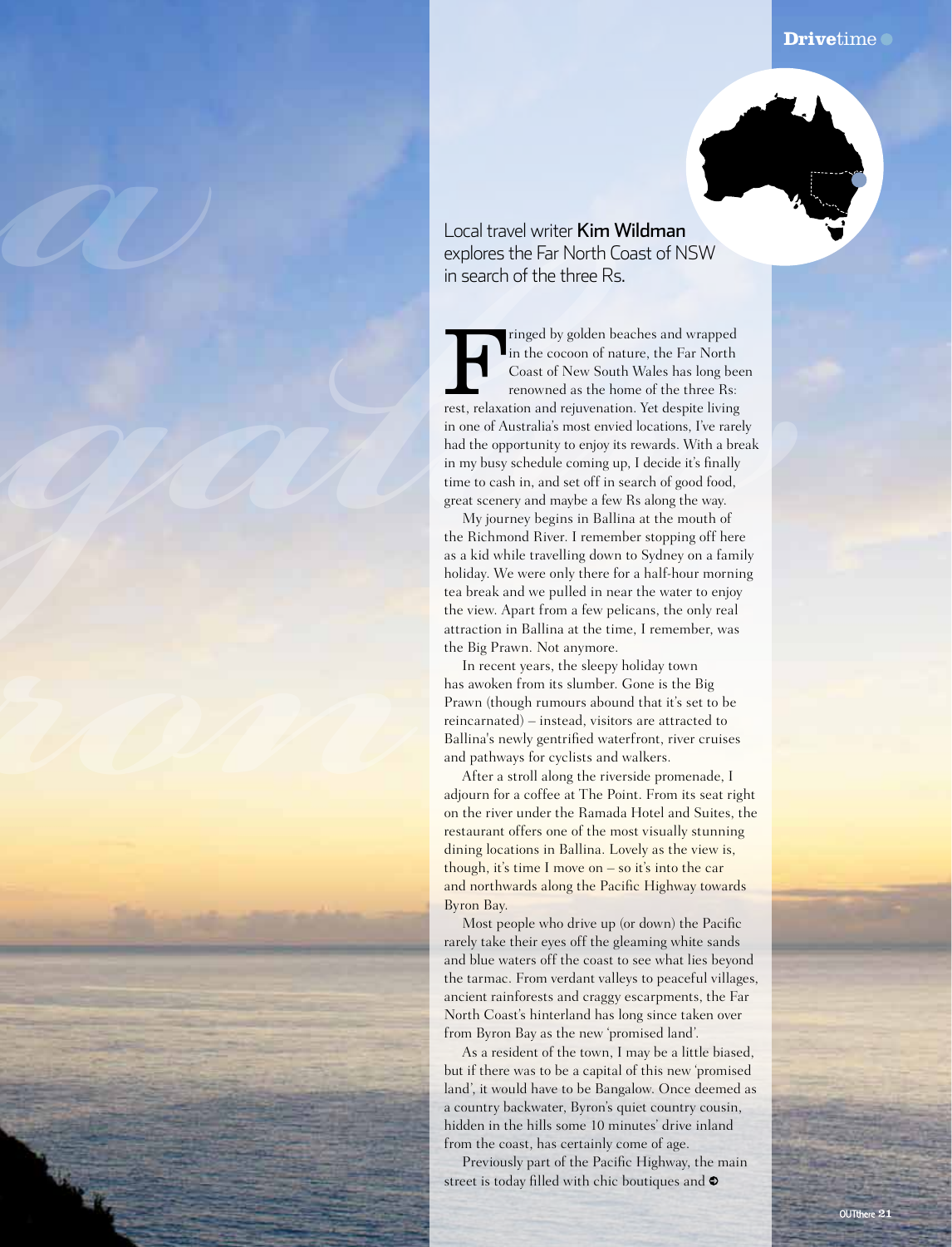Local travel writer **Kim Wildman** explores the Far North Coast of NSW in search of the three Rs.

Fringed by golden beaches and wrapped in the cocoon of nature, the Far North Coast of New South Wales has long been renowned as the home of the three Rs: rest, relaxation and rejuvenation. Yet despite living in one of Australia's most envied locations, I've rarely had the opportunity to enjoy its rewards. With a break in my busy schedule coming up, I decide it's finally time to cash in, and set off in search of good food, great scenery and maybe a few Rs along the way.

My journey begins in Ballina at the mouth of the Richmond River. I remember stopping off here as a kid while travelling down to Sydney on a family holiday. We were only there for a half-hour morning tea break and we pulled in near the water to enjoy the view. Apart from a few pelicans, the only real attraction in Ballina at the time, I remember, was the Big Prawn. Not anymore.

In recent years, the sleepy holiday town has awoken from its slumber. Gone is the Big Prawn (though rumours abound that it's set to be reincarnated) – instead, visitors are attracted to Ballina's newly gentrified waterfront, river cruises and pathways for cyclists and walkers.

After a stroll along the riverside promenade, I adjourn for a coffee at The Point. From its seat right on the river under the Ramada Hotel and Suites, the restaurant offers one of the most visually stunning dining locations in Ballina. Lovely as the view is, though, it's time I move on – so it's into the car and northwards along the Pacific Highway towards Byron Bay.

Most people who drive up (or down) the Pacific rarely take their eyes off the gleaming white sands and blue waters off the coast to see what lies beyond the tarmac. From verdant valleys to peaceful villages, ancient rainforests and craggy escarpments, the Far North Coast's hinterland has long since taken over from Byron Bay as the new 'promised land'.

As a resident of the town, I may be a little biased, but if there was to be a capital of this new 'promised land', it would have to be Bangalow. Once deemed as a country backwater, Byron's quiet country cousin, hidden in the hills some 10 minutes' drive inland from the coast, has certainly come of age.

Previously part of the Pacific Highway, the main street is today filled with chic boutiques and ➲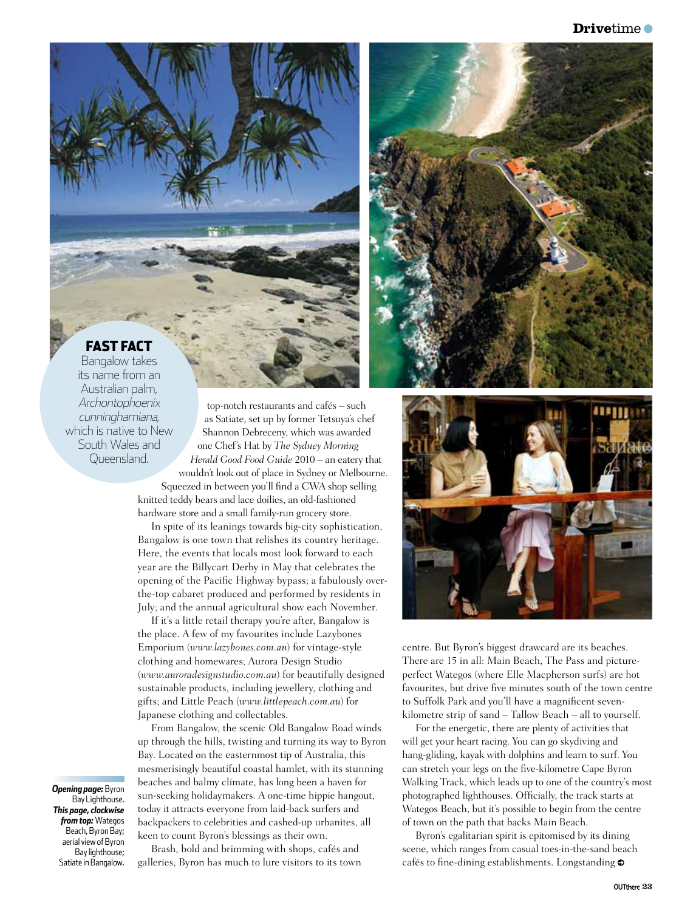**FAST FACT**
Bangalow takes its name from an Australian palm, *Archontophoenix cunninghamiana*, which is native to New South Wales and Queensland.

top-notch restaurants and cafés – such as Satiate, set up by former Tetsuya's chef Shannon Debreceny, which was awarded one Chef's Hat by *The Sydney Morning Herald Good Food Guide* 2010 – an eatery that wouldn't look out of place in Sydney or Melbourne. Squeezed in between you'll find a CWA shop selling knitted teddy bears and lace doilies, an old-fashioned hardware store and a small family-run grocery store.

In spite of its leanings towards big-city sophistication, Bangalow is one town that relishes its country heritage. Here, the events that locals most look forward to each year are the Billycart Derby in May that celebrates the opening of the Pacific Highway bypass; a fabulously over-the-top cabaret produced and performed by residents in July; and the annual agricultural show each November.

If it's a little retail therapy you're after, Bangalow is the place. A few of my favourites include Lazybones Emporium (*www.lazybones.com.au*) for vintage-style clothing and homewares; Aurora Design Studio (*www.auroradesignstudio.com.au*) for beautifully designed sustainable products, including jewellery, clothing and gifts; and Little Peach (*www.littlepeach.com.au*) for Japanese clothing and collectables.

From Bangalow, the scenic Old Bangalow Road winds up through the hills, twisting and turning its way to Byron Bay. Located on the easternmost tip of Australia, this mesmerisingly beautiful coastal hamlet, with its stunning beaches and balmy climate, has long been a haven for sun-seeking holidaymakers. A one-time hippie hangout, today it attracts everyone from laid-back surfers and backpackers to celebrities and cashed-up urbanites, all keen to count Byron's blessings as their own.

Brash, bold and brimming with shops, cafés and galleries, Byron has much to lure visitors to its town centre. But Byron's biggest drawcard are its beaches. There are 15 in all: Main Beach, The Pass and picture-perfect Wategos (where Elle Macpherson surfs) are hot favourites, but drive five minutes south of the town centre to Suffolk Park and you'll have a magnificent seven-kilometre strip of sand – Tallow Beach – all to yourself.

For the energetic, there are plenty of activities that will get your heart racing. You can go skydiving and hang-gliding, kayak with dolphins and learn to surf. You can stretch your legs on the five-kilometre Cape Byron Walking Track, which leads up to one of the country's most photographed lighthouses. Officially, the track starts at Wategos Beach, but it's possible to begin from the centre of town on the path that backs Main Beach.

Byron's egalitarian spirit is epitomised by its dining scene, which ranges from casual toes-in-the-sand beach cafés to fine-dining establishments. Longstanding

***Opening page:*** Byron Bay Lighthouse. ***This page, clockwise from top:*** Wategos Beach, Byron Bay; aerial view of Byron Bay lighthouse; Satiate in Bangalow.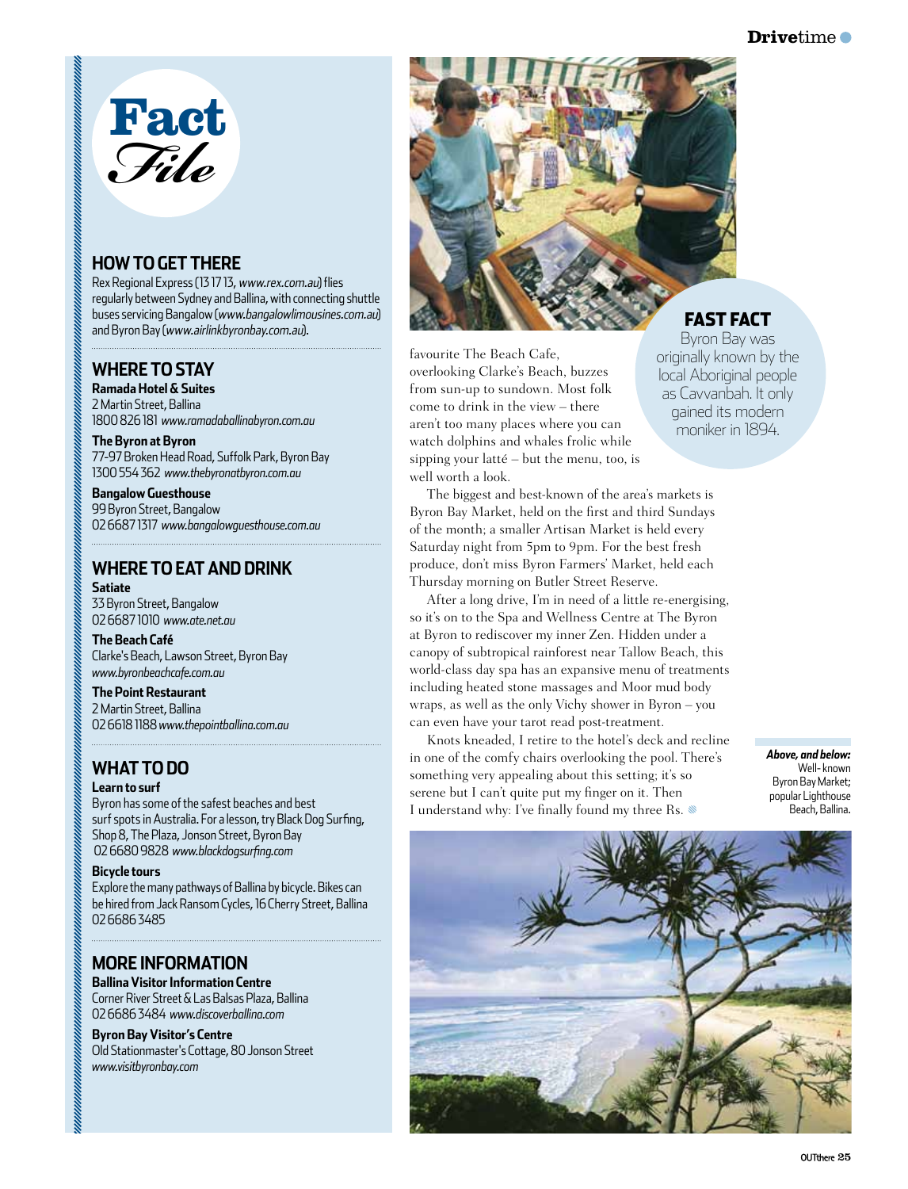# Fact File

## HOW TO GET THERE

Rex Regional Express (13 17 13, *www.rex.com.au*) flies regularly between Sydney and Ballina, with connecting shuttle buses servicing Bangalow (*www.bangalowlimousines.com.au*) and Byron Bay (*www.airlinkbyronbay.com.au*).

## WHERE TO STAY

**Ramada Hotel & Suites**
2 Martin Street, Ballina
1800 826 181 *www.ramadaballinabyron.com.au*

**The Byron at Byron**
77-97 Broken Head Road, Suffolk Park, Byron Bay
1300 554 362 *www.thebyronatbyron.com.au*

**Bangalow Guesthouse**
99 Byron Street, Bangalow
02 6687 1317 *www.bangalowguesthouse.com.au*

## WHERE TO EAT AND DRINK

**Satiate**
33 Byron Street, Bangalow
02 6687 1010 *www.ate.net.au*

**The Beach Café**
Clarke's Beach, Lawson Street, Byron Bay
*www.byronbeachcafe.com.au*

**The Point Restaurant**
2 Martin Street, Ballina
02 6618 1188 *www.thepointballina.com.au*

## WHAT TO DO

**Learn to surf**
Byron has some of the safest beaches and best surf spots in Australia. For a lesson, try Black Dog Surfing, Shop 8, The Plaza, Jonson Street, Byron Bay
02 6680 9828 *www.blackdogsurfing.com*

**Bicycle tours**
Explore the many pathways of Ballina by bicycle. Bikes can be hired from Jack Ransom Cycles, 16 Cherry Street, Ballina
02 6686 3485

## MORE INFORMATION

**Ballina Visitor Information Centre**
Corner River Street & Las Balsas Plaza, Ballina
02 6686 3484 *www.discoverballina.com*

**Byron Bay Visitor's Centre**
Old Stationmaster's Cottage, 80 Jonson Street
*www.visitbyronbay.com*

---

favourite The Beach Cafe, overlooking Clarke's Beach, buzzes from sun-up to sundown. Most folk come to drink in the view – there aren't too many places where you can watch dolphins and whales frolic while sipping your latté – but the menu, too, is well worth a look.

The biggest and best-known of the area's markets is Byron Bay Market, held on the first and third Sundays of the month; a smaller Artisan Market is held every Saturday night from 5pm to 9pm. For the best fresh produce, don't miss Byron Farmers' Market, held each Thursday morning on Butler Street Reserve.

After a long drive, I'm in need of a little re-energising, so it's on to the Spa and Wellness Centre at The Byron at Byron to rediscover my inner Zen. Hidden under a canopy of subtropical rainforest near Tallow Beach, this world-class day spa has an expansive menu of treatments including heated stone massages and Moor mud body wraps, as well as the only Vichy shower in Byron – you can even have your tarot read post-treatment.

Knots kneaded, I retire to the hotel's deck and recline in one of the comfy chairs overlooking the pool. There's something very appealing about this setting; it's so serene but I can't quite put my finger on it. Then I understand why: I've finally found my three Rs.

## FAST FACT

Byron Bay was originally known by the local Aboriginal people as Cavvanbah. It only gained its modern moniker in 1894.

***Above, and below:*** Well-known Byron Bay Market; popular Lighthouse Beach, Ballina.